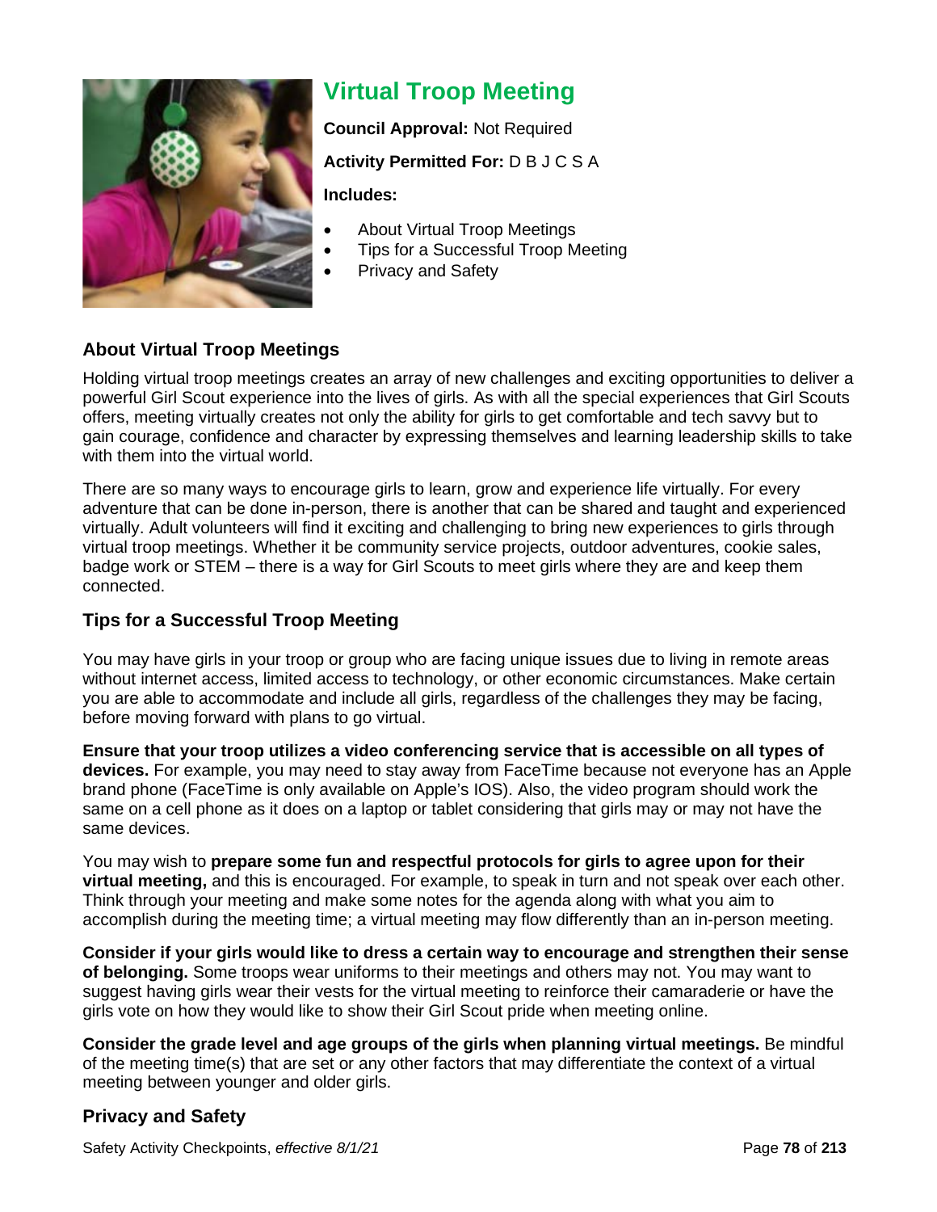# Virtual Troop Meeting

**Council Approval:** Not Required

**Activity Permitted For:** D B J C S A

**Includes:**

- About Virtual Troop Meetings
- Tips for a Successful Troop Meeting
- Privacy and Safety

## About Virtual Troop Meetings

Holding virtual troop meetings creates an array of new challenges and exciting opportunities to deliver a powerful Girl Scout experience into the lives of girls. As with all the special experiences that Girl Scouts offers, meeting virtually creates not only the ability for girls to get comfortable and tech savvy but to gain courage, confidence and character by expressing themselves and learning leadership skills to take with them into the virtual world.

There are so many ways to encourage girls to learn, grow and experience life virtually. For every adventure that can be done in-person, there is another that can be shared and taught and experienced virtually. Adult volunteers will find it exciting and challenging to bring new experiences to girls through virtual troop meetings. Whether it be community service projects, outdoor adventures, cookie sales, badge work or STEM – there is a way for Girl Scouts to meet girls where they are and keep them connected.

## Tips for a Successful Troop Meeting

You may have girls in your troop or group who are facing unique issues due to living in remote areas without internet access, limited access to technology, or other economic circumstances. Make certain you are able to accommodate and include all girls, regardless of the challenges they may be facing, before moving forward with plans to go virtual.

**Ensure that your troop utilizes a video conferencing service that is accessible on all types of devices.** For example, you may need to stay away from FaceTime because not everyone has an Apple brand phone (FaceTime is only available on Apple's IOS). Also, the video program should work the same on a cell phone as it does on a laptop or tablet considering that girls may or may not have the same devices.

You may wish to **prepare some fun and respectful protocols for girls to agree upon for their virtual meeting,** and this is encouraged. For example, to speak in turn and not speak over each other. Think through your meeting and make some notes for the agenda along with what you aim to accomplish during the meeting time; a virtual meeting may flow differently than an in-person meeting.

**Consider if your girls would like to dress a certain way to encourage and strengthen their sense of belonging.** Some troops wear uniforms to their meetings and others may not. You may want to suggest having girls wear their vests for the virtual meeting to reinforce their camaraderie or have the girls vote on how they would like to show their Girl Scout pride when meeting online.

**Consider the grade level and age groups of the girls when planning virtual meetings.** Be mindful of the meeting time(s) that are set or any other factors that may differentiate the context of a virtual meeting between younger and older girls.

## Privacy and Safety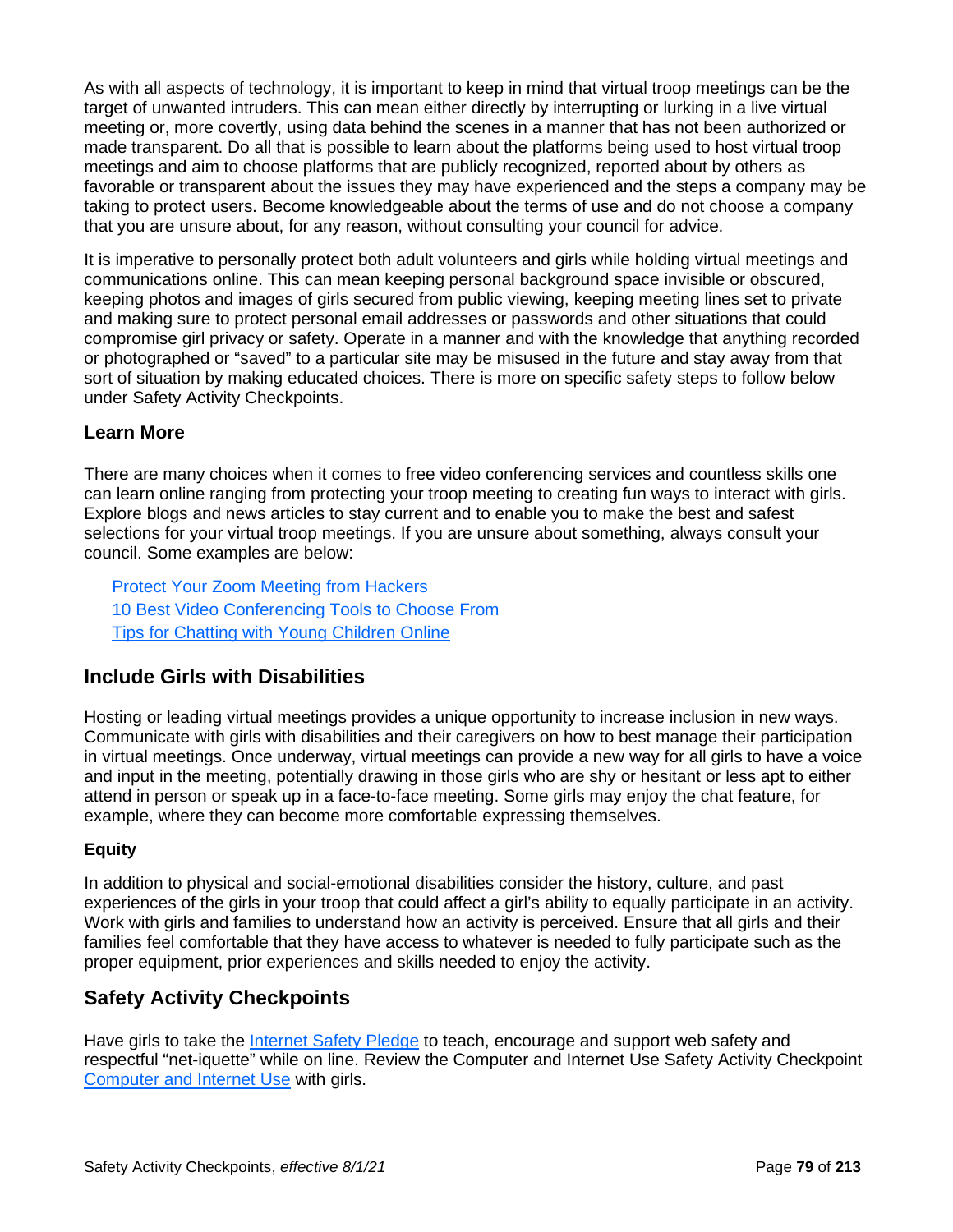As with all aspects of technology, it is important to keep in mind that virtual troop meetings can be the target of unwanted intruders. This can mean either directly by interrupting or lurking in a live virtual meeting or, more covertly, using data behind the scenes in a manner that has not been authorized or made transparent. Do all that is possible to learn about the platforms being used to host virtual troop meetings and aim to choose platforms that are publicly recognized, reported about by others as favorable or transparent about the issues they may have experienced and the steps a company may be taking to protect users. Become knowledgeable about the terms of use and do not choose a company that you are unsure about, for any reason, without consulting your council for advice.

It is imperative to personally protect both adult volunteers and girls while holding virtual meetings and communications online. This can mean keeping personal background space invisible or obscured, keeping photos and images of girls secured from public viewing, keeping meeting lines set to private and making sure to protect personal email addresses or passwords and other situations that could compromise girl privacy or safety. Operate in a manner and with the knowledge that anything recorded or photographed or "saved" to a particular site may be misused in the future and stay away from that sort of situation by making educated choices. There is more on specific safety steps to follow below under Safety Activity Checkpoints.

### Learn More

There are many choices when it comes to free video conferencing services and countless skills one can learn online ranging from protecting your troop meeting to creating fun ways to interact with girls. Explore blogs and news articles to stay current and to enable you to make the best and safest selections for your virtual troop meetings. If you are unsure about something, always consult your council. Some examples are below:

- Protect Your Zoom Meeting from Hackers
- 10 Best Video Conferencing Tools to Choose From
- Tips for Chatting with Young Children Online

## Include Girls with Disabilities

Hosting or leading virtual meetings provides a unique opportunity to increase inclusion in new ways. Communicate with girls with disabilities and their caregivers on how to best manage their participation in virtual meetings. Once underway, virtual meetings can provide a new way for all girls to have a voice and input in the meeting, potentially drawing in those girls who are shy or hesitant or less apt to either attend in person or speak up in a face-to-face meeting. Some girls may enjoy the chat feature, for example, where they can become more comfortable expressing themselves.

### Equity

In addition to physical and social-emotional disabilities consider the history, culture, and past experiences of the girls in your troop that could affect a girl's ability to equally participate in an activity. Work with girls and families to understand how an activity is perceived. Ensure that all girls and their families feel comfortable that they have access to whatever is needed to fully participate such as the proper equipment, prior experiences and skills needed to enjoy the activity.

## Safety Activity Checkpoints

Have girls to take the Internet Safety Pledge to teach, encourage and support web safety and respectful "net-iquette" while on line. Review the Computer and Internet Use Safety Activity Checkpoint Computer and Internet Use with girls.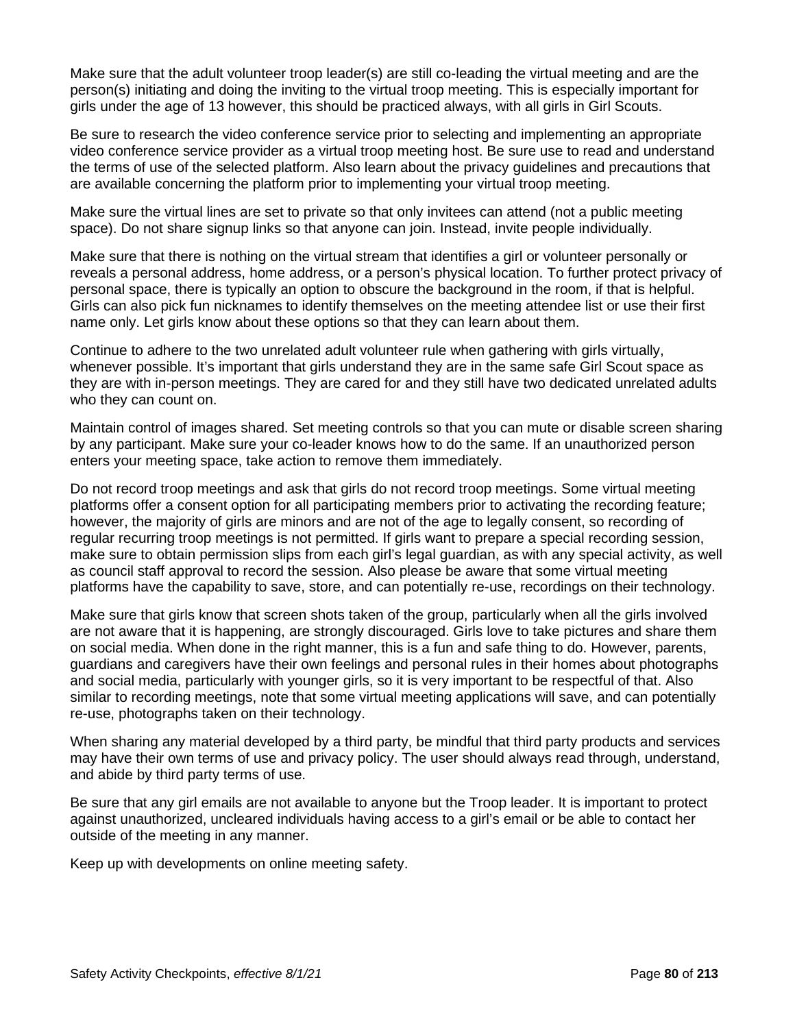Make sure that the adult volunteer troop leader(s) are still co-leading the virtual meeting and are the person(s) initiating and doing the inviting to the virtual troop meeting. This is especially important for girls under the age of 13 however, this should be practiced always, with all girls in Girl Scouts.

Be sure to research the video conference service prior to selecting and implementing an appropriate video conference service provider as a virtual troop meeting host. Be sure use to read and understand the terms of use of the selected platform. Also learn about the privacy guidelines and precautions that are available concerning the platform prior to implementing your virtual troop meeting.

Make sure the virtual lines are set to private so that only invitees can attend (not a public meeting space). Do not share signup links so that anyone can join. Instead, invite people individually.

Make sure that there is nothing on the virtual stream that identifies a girl or volunteer personally or reveals a personal address, home address, or a person's physical location. To further protect privacy of personal space, there is typically an option to obscure the background in the room, if that is helpful. Girls can also pick fun nicknames to identify themselves on the meeting attendee list or use their first name only. Let girls know about these options so that they can learn about them.

Continue to adhere to the two unrelated adult volunteer rule when gathering with girls virtually, whenever possible. It's important that girls understand they are in the same safe Girl Scout space as they are with in-person meetings. They are cared for and they still have two dedicated unrelated adults who they can count on.

Maintain control of images shared. Set meeting controls so that you can mute or disable screen sharing by any participant. Make sure your co-leader knows how to do the same. If an unauthorized person enters your meeting space, take action to remove them immediately.

Do not record troop meetings and ask that girls do not record troop meetings. Some virtual meeting platforms offer a consent option for all participating members prior to activating the recording feature; however, the majority of girls are minors and are not of the age to legally consent, so recording of regular recurring troop meetings is not permitted. If girls want to prepare a special recording session, make sure to obtain permission slips from each girl's legal guardian, as with any special activity, as well as council staff approval to record the session. Also please be aware that some virtual meeting platforms have the capability to save, store, and can potentially re-use, recordings on their technology.

Make sure that girls know that screen shots taken of the group, particularly when all the girls involved are not aware that it is happening, are strongly discouraged. Girls love to take pictures and share them on social media. When done in the right manner, this is a fun and safe thing to do. However, parents, guardians and caregivers have their own feelings and personal rules in their homes about photographs and social media, particularly with younger girls, so it is very important to be respectful of that. Also similar to recording meetings, note that some virtual meeting applications will save, and can potentially re-use, photographs taken on their technology.

When sharing any material developed by a third party, be mindful that third party products and services may have their own terms of use and privacy policy. The user should always read through, understand, and abide by third party terms of use.

Be sure that any girl emails are not available to anyone but the Troop leader. It is important to protect against unauthorized, uncleared individuals having access to a girl's email or be able to contact her outside of the meeting in any manner.

Keep up with developments on online meeting safety.